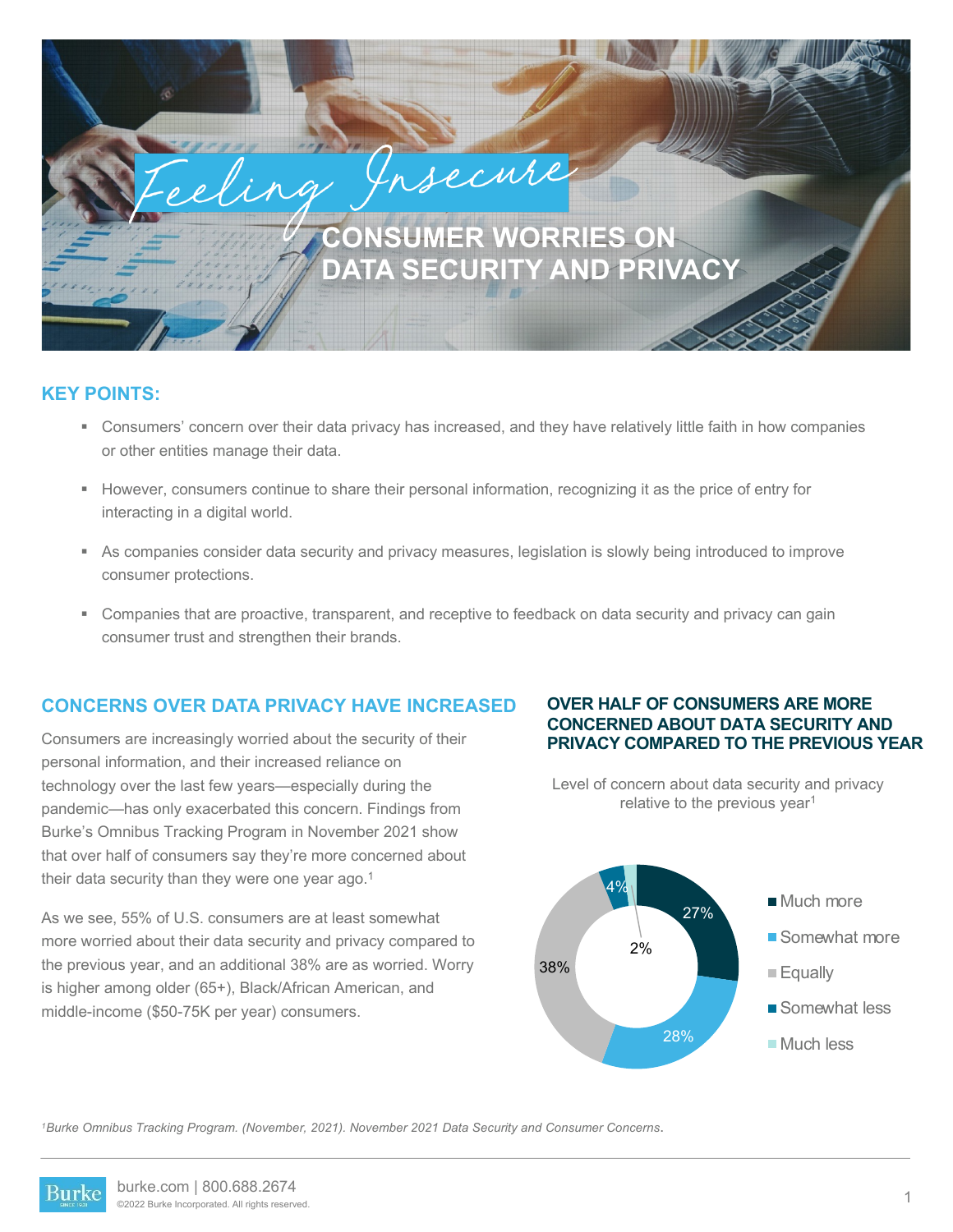# Feeling Insecure

# CONSUMER WORRIES ON DATA SECURITY AND PRIVACY

## KEY POINTS:

- Consumers' concern over their data privacy has increased, and they have relatively little faith in how companies or other entities manage their data.
- However, consumers continue to share their personal information, recognizing it as the price of entry for interacting in a digital world.
- As companies consider data security and privacy measures, legislation is slowly being introduced to improve consumer protections.
- Companies that are proactive, transparent, and receptive to feedback on data security and privacy can gain consumer trust and strengthen their brands.

## CONCERNS OVER DATA PRIVACY HAVE INCREASED

Consumers are increasingly worried about the security of their personal information, and their increased reliance on technology over the last few years—especially during the pandemic—has only exacerbated this concern. Findings from Burke's Omnibus Tracking Program in November 2021 show that over half of consumers say they're more concerned about their data security than they were one year ago.[1]

As we see, 55% of U.S. consumers are at least somewhat more worried about their data security and privacy compared to the previous year, and an additional 38% are as worried. Worry is higher among older (65+), Black/African American, and middle-income ($50-75K per year) consumers.

### OVER HALF OF CONSUMERS ARE MORE CONCERNED ABOUT DATA SECURITY AND PRIVACY COMPARED TO THE PREVIOUS YEAR

Level of concern about data security and privacy relative to the previous year[1]

| Level of concern | % |
| --- | --- |
| Much more | 27% |
| Somewhat more | 28% |
| Equally | 38% |
| Somewhat less | 4% |
| Much less | 2% |

*[1]Burke Omnibus Tracking Program. (November, 2021). November 2021 Data Security and Consumer Concerns.*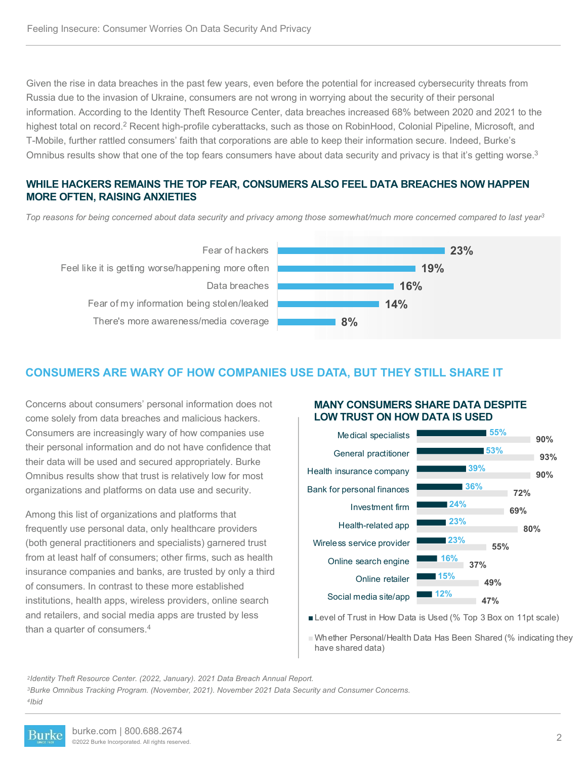Given the rise in data breaches in the past few years, even before the potential for increased cybersecurity threats from Russia due to the invasion of Ukraine, consumers are not wrong in worrying about the security of their personal information. According to the Identity Theft Resource Center, data breaches increased 68% between 2020 and 2021 to the highest total on record.[2] Recent high-profile cyberattacks, such as those on RobinHood, Colonial Pipeline, Microsoft, and T-Mobile, further rattled consumers' faith that corporations are able to keep their information secure. Indeed, Burke's Omnibus results show that one of the top fears consumers have about data security and privacy is that it's getting worse.[3]

### WHILE HACKERS REMAINS THE TOP FEAR, CONSUMERS ALSO FEEL DATA BREACHES NOW HAPPEN MORE OFTEN, RAISING ANXIETIES

*Top reasons for being concerned about data security and privacy among those somewhat/much more concerned compared to last year[3]*

| Reason | % |
| --- | --- |
| Fear of hackers | 23% |
| Feel like it is getting worse/happening more often | 19% |
| Data breaches | 16% |
| Fear of my information being stolen/leaked | 14% |
| There's more awareness/media coverage | 8% |

## CONSUMERS ARE WARY OF HOW COMPANIES USE DATA, BUT THEY STILL SHARE IT

Concerns about consumers' personal information does not come solely from data breaches and malicious hackers. Consumers are increasingly wary of how companies use their personal information and do not have confidence that their data will be used and secured appropriately. Burke Omnibus results show that trust is relatively low for most organizations and platforms on data use and security.

Among this list of organizations and platforms that frequently use personal data, only healthcare providers (both general practitioners and specialists) garnered trust from at least half of consumers; other firms, such as health insurance companies and banks, are trusted by only a third of consumers. In contrast to these more established institutions, health apps, wireless providers, online search and retailers, and social media apps are trusted by less than a quarter of consumers.[4]

### MANY CONSUMERS SHARE DATA DESPITE LOW TRUST ON HOW DATA IS USED

| Organization/Platform | Level of Trust in How Data is Used (% Top 3 Box on 11pt scale) | Whether Personal/Health Data Has Been Shared (% indicating they have shared data) |
| --- | --- | --- |
| Medical specialists | 55% | 90% |
| General practitioner | 53% | 93% |
| Health insurance company | 39% | 90% |
| Bank for personal finances | 36% | 72% |
| Investment firm | 24% | 69% |
| Health-related app | 23% | 80% |
| Wireless service provider | 23% | 55% |
| Online search engine | 16% | 37% |
| Online retailer | 15% | 49% |
| Social media site/app | 12% | 47% |

[2] *Identity Theft Resource Center. (2022, January). 2021 Data Breach Annual Report.*

[3] *Burke Omnibus Tracking Program. (November, 2021). November 2021 Data Security and Consumer Concerns.*

[4] *Ibid*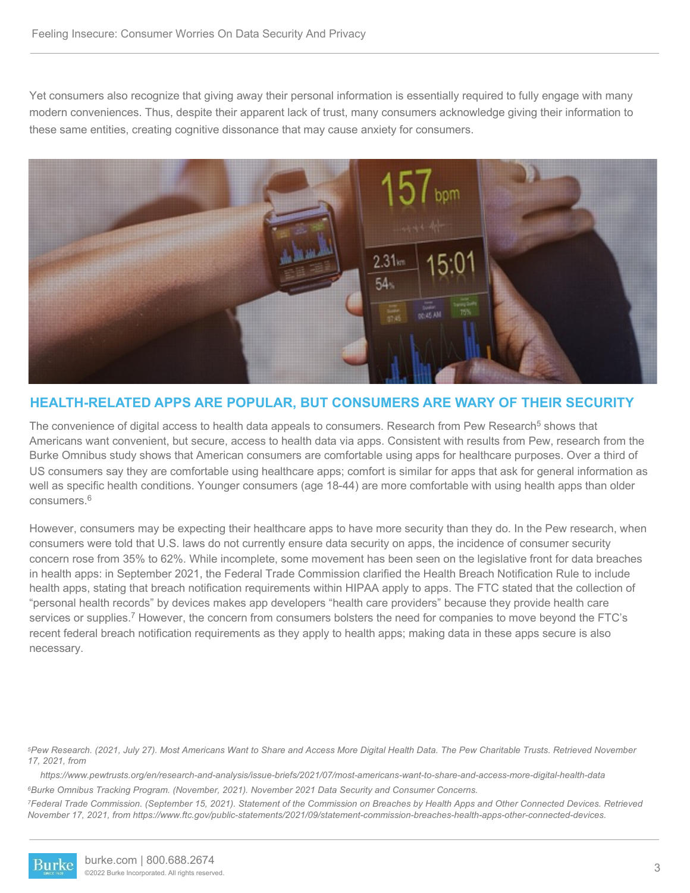Yet consumers also recognize that giving away their personal information is essentially required to fully engage with many modern conveniences. Thus, despite their apparent lack of trust, many consumers acknowledge giving their information to these same entities, creating cognitive dissonance that may cause anxiety for consumers.

## HEALTH-RELATED APPS ARE POPULAR, BUT CONSUMERS ARE WARY OF THEIR SECURITY

The convenience of digital access to health data appeals to consumers. Research from Pew Research[5] shows that Americans want convenient, but secure, access to health data via apps. Consistent with results from Pew, research from the Burke Omnibus study shows that American consumers are comfortable using apps for healthcare purposes. Over a third of US consumers say they are comfortable using healthcare apps; comfort is similar for apps that ask for general information as well as specific health conditions. Younger consumers (age 18-44) are more comfortable with using health apps than older consumers.[6]

However, consumers may be expecting their healthcare apps to have more security than they do. In the Pew research, when consumers were told that U.S. laws do not currently ensure data security on apps, the incidence of consumer security concern rose from 35% to 62%. While incomplete, some movement has been seen on the legislative front for data breaches in health apps: in September 2021, the Federal Trade Commission clarified the Health Breach Notification Rule to include health apps, stating that breach notification requirements within HIPAA apply to apps. The FTC stated that the collection of "personal health records" by devices makes app developers "health care providers" because they provide health care services or supplies.[7] However, the concern from consumers bolsters the need for companies to move beyond the FTC's recent federal breach notification requirements as they apply to health apps; making data in these apps secure is also necessary.

*[5] Pew Research. (2021, July 27). Most Americans Want to Share and Access More Digital Health Data. The Pew Charitable Trusts. Retrieved November 17, 2021, from https://www.pewtrusts.org/en/research-and-analysis/issue-briefs/2021/07/most-americans-want-to-share-and-access-more-digital-health-data*

*[6] Burke Omnibus Tracking Program. (November, 2021). November 2021 Data Security and Consumer Concerns.*

*[7] Federal Trade Commission. (September 15, 2021). Statement of the Commission on Breaches by Health Apps and Other Connected Devices. Retrieved November 17, 2021, from https://www.ftc.gov/public-statements/2021/09/statement-commission-breaches-health-apps-other-connected-devices.*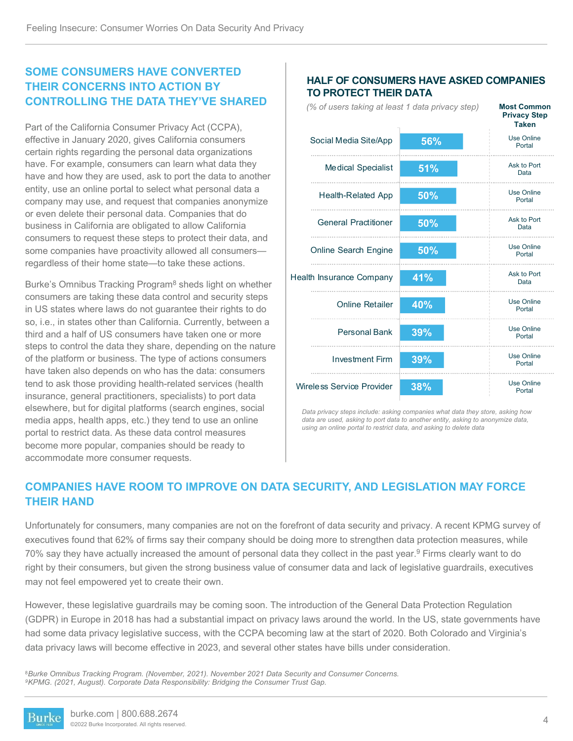## SOME CONSUMERS HAVE CONVERTED THEIR CONCERNS INTO ACTION BY CONTROLLING THE DATA THEY'VE SHARED

Part of the California Consumer Privacy Act (CCPA), effective in January 2020, gives California consumers certain rights regarding the personal data organizations have. For example, consumers can learn what data they have and how they are used, ask to port the data to another entity, use an online portal to select what personal data a company may use, and request that companies anonymize or even delete their personal data. Companies that do business in California are obligated to allow California consumers to request these steps to protect their data, and some companies have proactivity allowed all consumers—regardless of their home state—to take these actions.

Burke's Omnibus Tracking Program[8] sheds light on whether consumers are taking these data control and security steps in US states where laws do not guarantee their rights to do so, i.e., in states other than California. Currently, between a third and a half of US consumers have taken one or more steps to control the data they share, depending on the nature of the platform or business. The type of actions consumers have taken also depends on who has the data: consumers tend to ask those providing health-related services (health insurance, general practitioners, specialists) to port data elsewhere, but for digital platforms (search engines, social media apps, health apps, etc.) they tend to use an online portal to restrict data. As these data control measures become more popular, companies should be ready to accommodate more consumer requests.

### HALF OF CONSUMERS HAVE ASKED COMPANIES TO PROTECT THEIR DATA

*(% of users taking at least 1 data privacy step)*

| | % | Most Common Privacy Step Taken |
|---|---|---|
| Social Media Site/App | 56% | Use Online Portal |
| Medical Specialist | 51% | Ask to Port Data |
| Health-Related App | 50% | Use Online Portal |
| General Practitioner | 50% | Ask to Port Data |
| Online Search Engine | 50% | Use Online Portal |
| Health Insurance Company | 41% | Ask to Port Data |
| Online Retailer | 40% | Use Online Portal |
| Personal Bank | 39% | Use Online Portal |
| Investment Firm | 39% | Use Online Portal |
| Wireless Service Provider | 38% | Use Online Portal |

*Data privacy steps include: asking companies what data they store, asking how data are used, asking to port data to another entity, asking to anonymize data, using an online portal to restrict data, and asking to delete data*

## COMPANIES HAVE ROOM TO IMPROVE ON DATA SECURITY, AND LEGISLATION MAY FORCE THEIR HAND

Unfortunately for consumers, many companies are not on the forefront of data security and privacy. A recent KPMG survey of executives found that 62% of firms say their company should be doing more to strengthen data protection measures, while 70% say they have actually increased the amount of personal data they collect in the past year.[9] Firms clearly want to do right by their consumers, but given the strong business value of consumer data and lack of legislative guardrails, executives may not feel empowered yet to create their own.

However, these legislative guardrails may be coming soon. The introduction of the General Data Protection Regulation (GDPR) in Europe in 2018 has had a substantial impact on privacy laws around the world. In the US, state governments have had some data privacy legislative success, with the CCPA becoming law at the start of 2020. Both Colorado and Virginia's data privacy laws will become effective in 2023, and several other states have bills under consideration.

[8] *Burke Omnibus Tracking Program. (November, 2021). November 2021 Data Security and Consumer Concerns.*
[9] *KPMG. (2021, August). Corporate Data Responsibility: Bridging the Consumer Trust Gap.*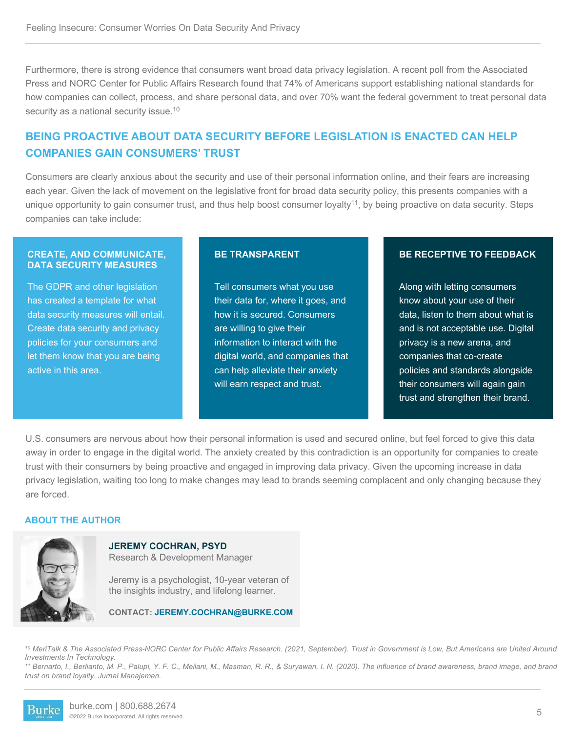Furthermore, there is strong evidence that consumers want broad data privacy legislation. A recent poll from the Associated Press and NORC Center for Public Affairs Research found that 74% of Americans support establishing national standards for how companies can collect, process, and share personal data, and over 70% want the federal government to treat personal data security as a national security issue.[10]

## BEING PROACTIVE ABOUT DATA SECURITY BEFORE LEGISLATION IS ENACTED CAN HELP COMPANIES GAIN CONSUMERS' TRUST

Consumers are clearly anxious about the security and use of their personal information online, and their fears are increasing each year. Given the lack of movement on the legislative front for broad data security policy, this presents companies with a unique opportunity to gain consumer trust, and thus help boost consumer loyalty[11], by being proactive on data security. Steps companies can take include:

### CREATE, AND COMMUNICATE, DATA SECURITY MEASURES

The GDPR and other legislation has created a template for what data security measures will entail. Create data security and privacy policies for your consumers and let them know that you are being active in this area.

### BE TRANSPARENT

Tell consumers what you use their data for, where it goes, and how it is secured. Consumers are willing to give their information to interact with the digital world, and companies that can help alleviate their anxiety will earn respect and trust.

### BE RECEPTIVE TO FEEDBACK

Along with letting consumers know about your use of their data, listen to them about what is and is not acceptable use. Digital privacy is a new arena, and companies that co-create policies and standards alongside their consumers will again gain trust and strengthen their brand.

U.S. consumers are nervous about how their personal information is used and secured online, but feel forced to give this data away in order to engage in the digital world. The anxiety created by this contradiction is an opportunity for companies to create trust with their consumers by being proactive and engaged in improving data privacy. Given the upcoming increase in data privacy legislation, waiting too long to make changes may lead to brands seeming complacent and only changing because they are forced.

## ABOUT THE AUTHOR

**JEREMY COCHRAN, PSYD**
Research & Development Manager

Jeremy is a psychologist, 10-year veteran of the insights industry, and lifelong learner.

**CONTACT: JEREMY.COCHRAN@BURKE.COM**

*[10] MeriTalk & The Associated Press-NORC Center for Public Affairs Research. (2021, September). Trust in Government is Low, But Americans are United Around Investments In Technology.*

*[11] Bernarto, I., Berlianto, M. P., Palupi, Y. F. C., Meilani, M., Masman, R. R., & Suryawan, I. N. (2020). The influence of brand awareness, brand image, and brand trust on brand loyalty. Jurnal Manajemen.*

burke.com | 800.688.2674
©2022 Burke Incorporated. All rights reserved.